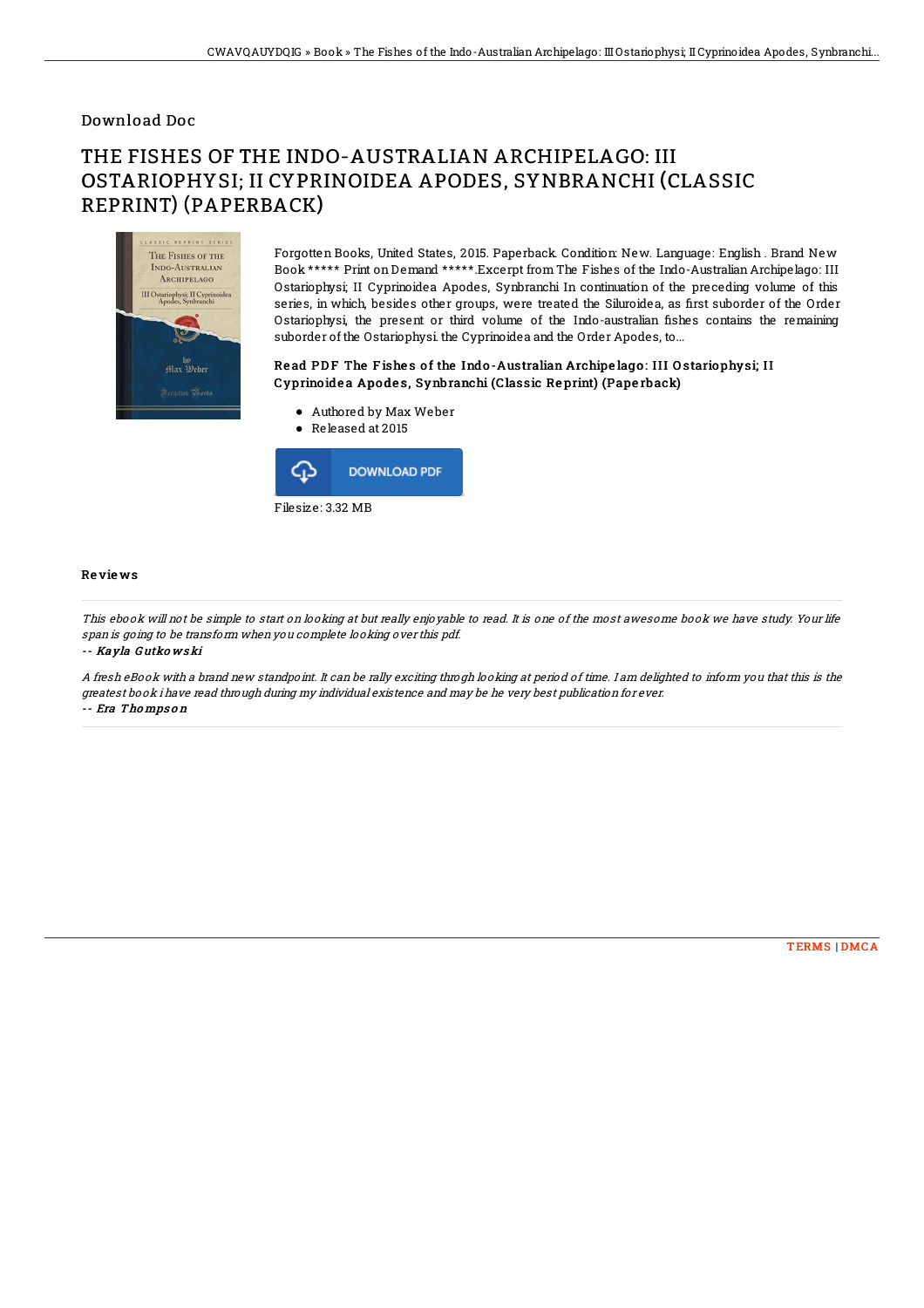Download Doc

# THE FISHES OF THE INDO-AUSTRALIAN ARCHIPELAGO: III OSTARIOPHYSI; II CYPRINOIDEA APODES, SYNBRANCHI (CLASSIC REPRINT) (PAPERBACK)

Forgotten Books, United States, 2015. Paperback. Condition: New. Language: English . Brand New Book ***** Print on Demand *****.Excerpt from The Fishes of the Indo-Australian Archipelago: III Ostariophysi; II Cyprinoidea Apodes, Synbranchi In continuation of the preceding volume of this series, in which, besides other groups, were treated the Siluroidea, as first suborder of the Order Ostariophysi, the present or third volume of the Indo-australian fishes contains the remaining suborder of the Ostariophysi. the Cyprinoidea and the Order Apodes, to...

### Read PDF The Fishes of the Indo-Australian Archipelago: III Ostariophysi; II Cyprinoidea Apodes, Synbranchi (Classic Reprint) (Paperback)

- Authored by Max Weber
- Released at 2015

DOWNLOAD PDF

Filesize: 3.32 MB

## Reviews

*This ebook will not be simple to start on looking at but really enjoyable to read. It is one of the most awesome book we have study. Your life span is going to be transform when you complete looking over this pdf.*

-- *Kayla Gutkowski*

*A fresh eBook with a brand new standpoint. It can be rally exciting throgh looking at period of time. I am delighted to inform you that this is the greatest book i have read through during my individual existence and may be he very best publication for ever.*

-- *Era Thompson*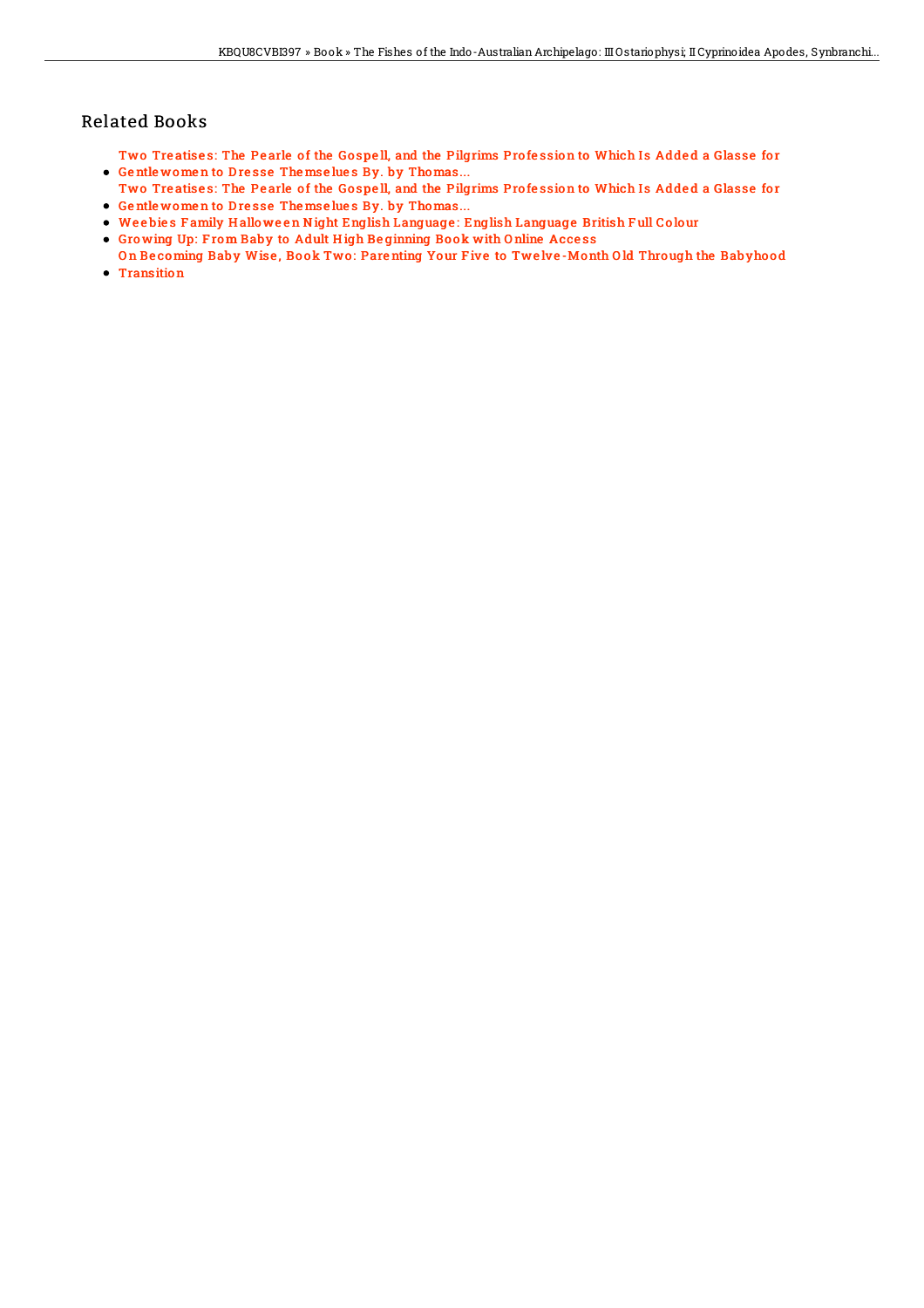## Related Books

- Two Treatises: The Pearle of the Gospell, and the Pilgrims Profession to Which Is Added a Glasse for Gentlewomen to Dresse Themselues By. by Thomas...
- Two Treatises: The Pearle of the Gospell, and the Pilgrims Profession to Which Is Added a Glasse for Gentlewomen to Dresse Themselues By. by Thomas...
- Weebies Family Halloween Night English Language: English Language British Full Colour
- Growing Up: From Baby to Adult High Beginning Book with Online Access
- On Becoming Baby Wise, Book Two: Parenting Your Five to Twelve-Month Old Through the Babyhood Transition